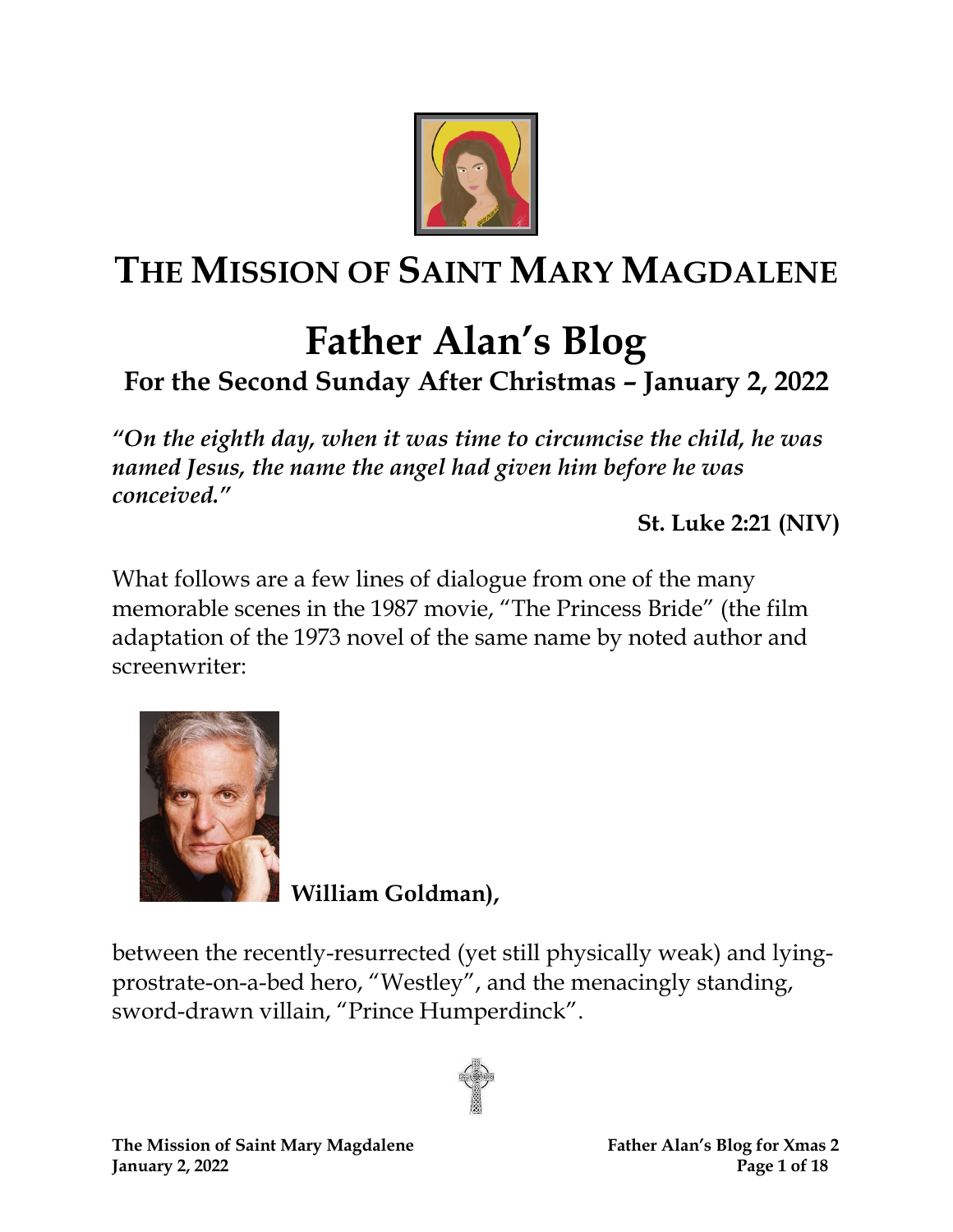# THE MISSION OF SAINT MARY MAGDALENE

# Father Alan's Blog

## For the Second Sunday After Christmas – January 2, 2022

***"On the eighth day, when it was time to circumcise the child, he was named Jesus, the name the angel had given him before he was conceived."***

**St. Luke 2:21 (NIV)**

What follows are a few lines of dialogue from one of the many memorable scenes in the 1987 movie, "The Princess Bride" (the film adaptation of the 1973 novel of the same name by noted author and screenwriter:

**William Goldman),**

between the recently-resurrected (yet still physically weak) and lying-prostrate-on-a-bed hero, "Westley", and the menacingly standing, sword-drawn villain, "Prince Humperdinck".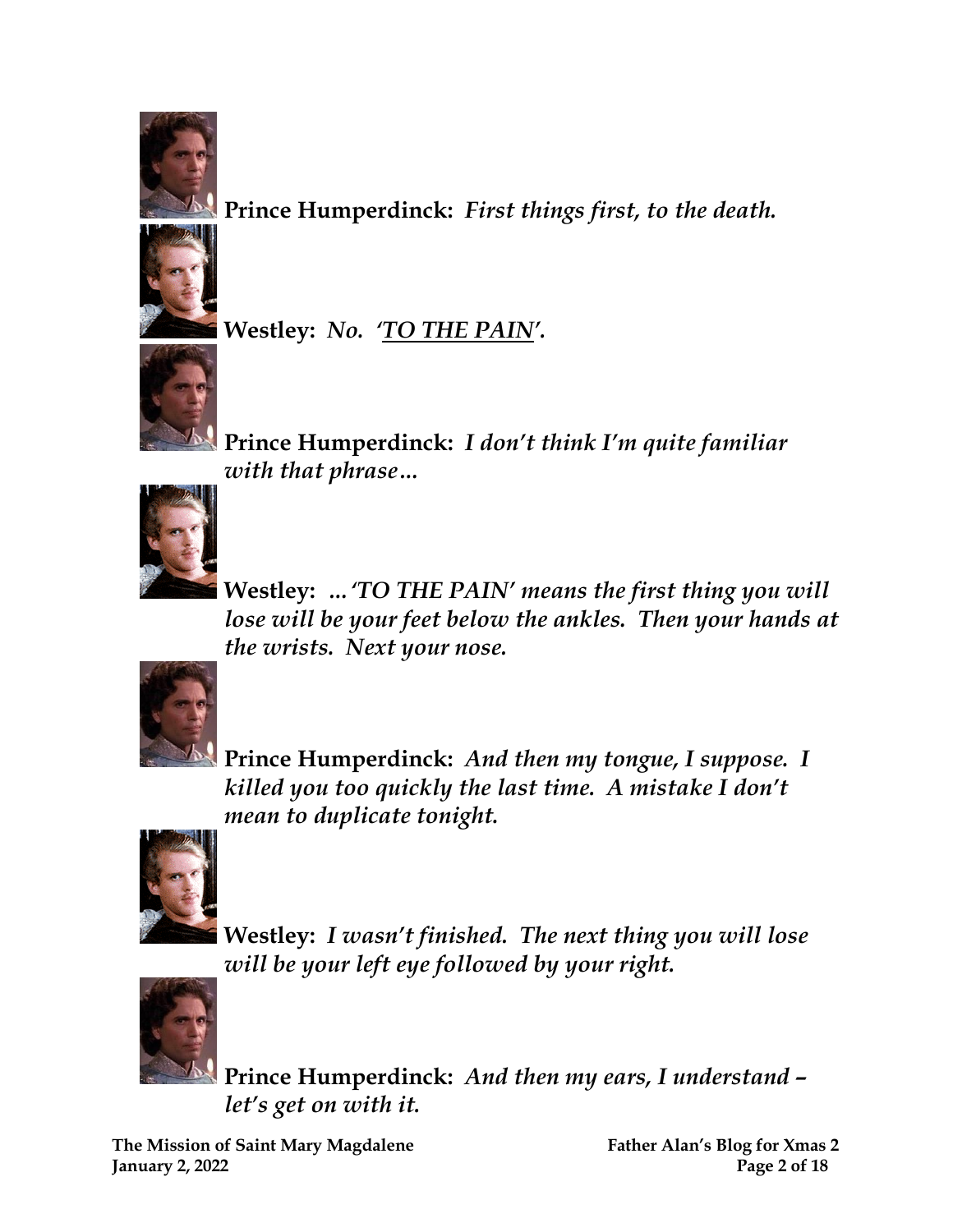**Prince Humperdinck:** *First things first, to the death.*

**Westley:** *No. 'TO THE PAIN'.*

**Prince Humperdinck:** *I don't think I'm quite familiar with that phrase…*

**Westley:** *…'TO THE PAIN' means the first thing you will lose will be your feet below the ankles. Then your hands at the wrists. Next your nose.*

**Prince Humperdinck:** *And then my tongue, I suppose. I killed you too quickly the last time. A mistake I don't mean to duplicate tonight.*

**Westley:** *I wasn't finished. The next thing you will lose will be your left eye followed by your right.*

**Prince Humperdinck:** *And then my ears, I understand – let's get on with it.*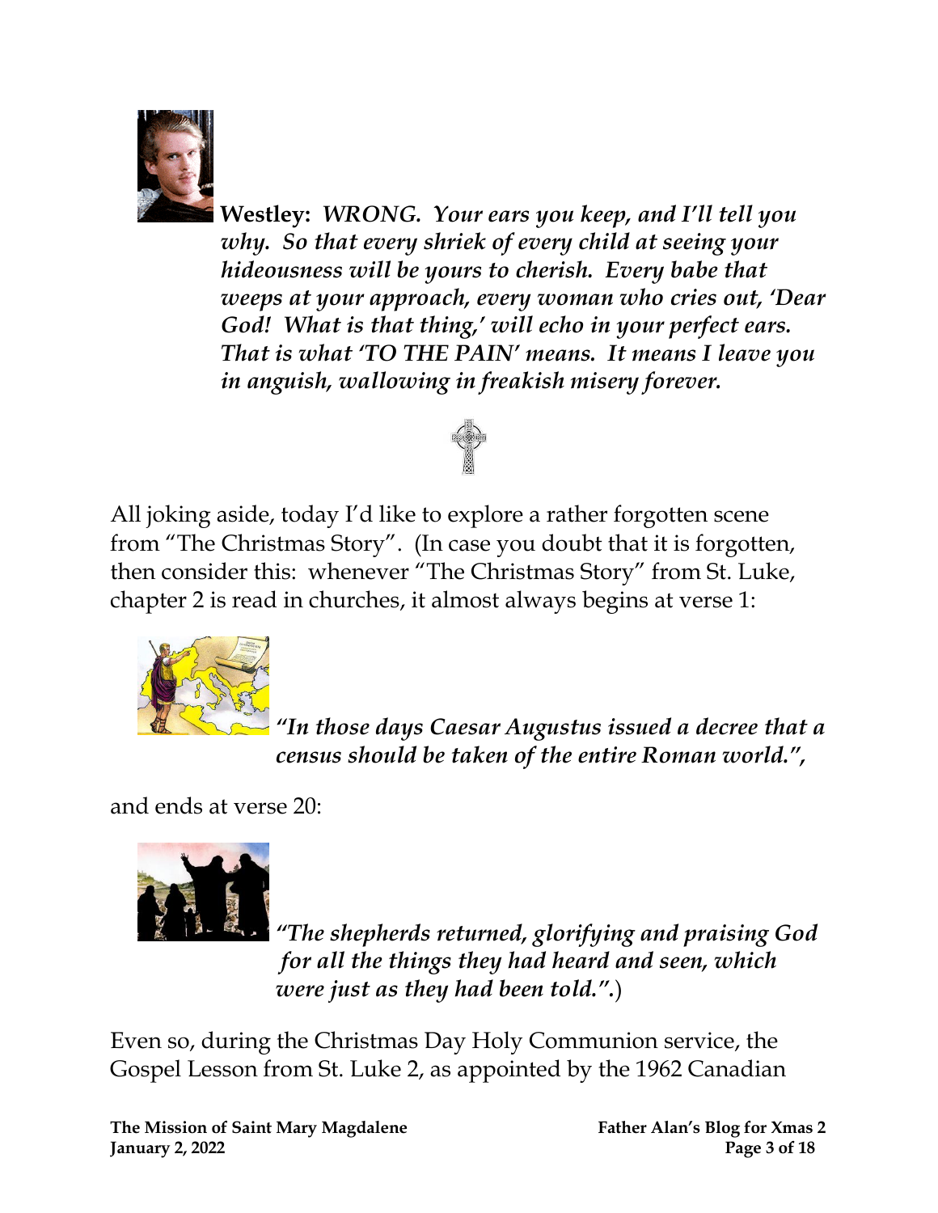**Westley:** ***WRONG. Your ears you keep, and I'll tell you why. So that every shriek of every child at seeing your hideousness will be yours to cherish. Every babe that weeps at your approach, every woman who cries out, 'Dear God! What is that thing,' will echo in your perfect ears. That is what 'TO THE PAIN' means. It means I leave you in anguish, wallowing in freakish misery forever.***

All joking aside, today I'd like to explore a rather forgotten scene from "The Christmas Story". (In case you doubt that it is forgotten, then consider this: whenever "The Christmas Story" from St. Luke, chapter 2 is read in churches, it almost always begins at verse 1:

***"In those days Caesar Augustus issued a decree that a census should be taken of the entire Roman world.",***

and ends at verse 20:

***"The shepherds returned, glorifying and praising God for all the things they had heard and seen, which were just as they had been told.".***)

Even so, during the Christmas Day Holy Communion service, the Gospel Lesson from St. Luke 2, as appointed by the 1962 Canadian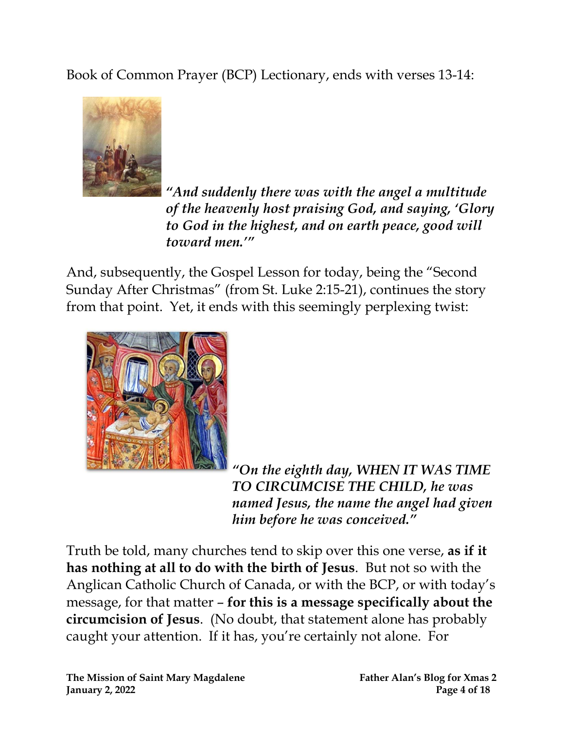Book of Common Prayer (BCP) Lectionary, ends with verses 13-14:

> ***"And suddenly there was with the angel a multitude of the heavenly host praising God, and saying, 'Glory to God in the highest, and on earth peace, good will toward men.'"***

And, subsequently, the Gospel Lesson for today, being the "Second Sunday After Christmas" (from St. Luke 2:15-21), continues the story from that point. Yet, it ends with this seemingly perplexing twist:

> ***"On the eighth day, WHEN IT WAS TIME TO CIRCUMCISE THE CHILD, he was named Jesus, the name the angel had given him before he was conceived."***

Truth be told, many churches tend to skip over this one verse, **as if it has nothing at all to do with the birth of Jesus**. But not so with the Anglican Catholic Church of Canada, or with the BCP, or with today's message, for that matter – **for this is a message specifically about the circumcision of Jesus**. (No doubt, that statement alone has probably caught your attention. If it has, you're certainly not alone. For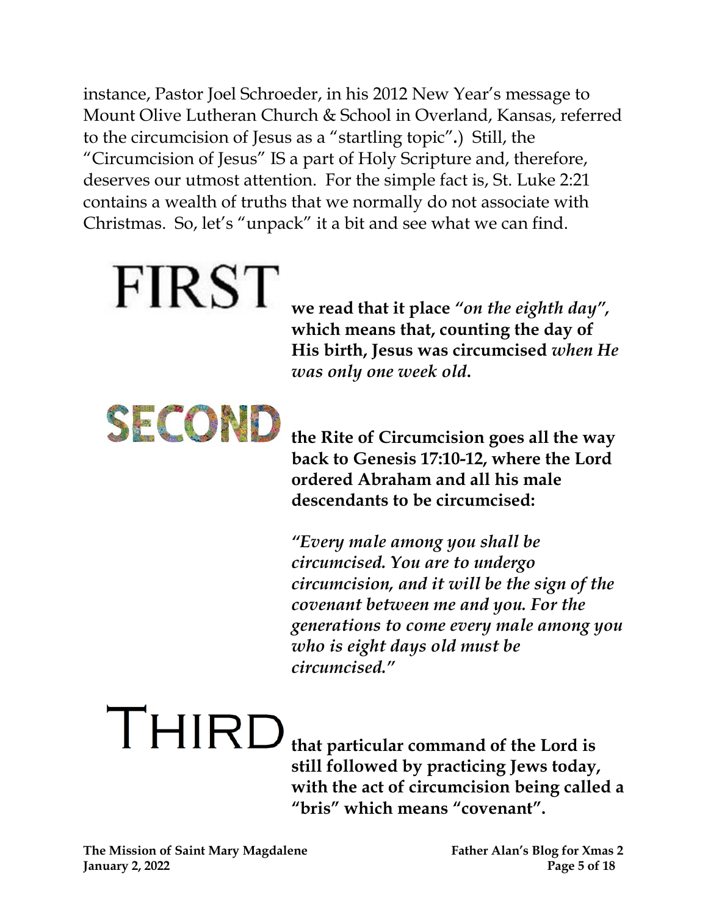instance, Pastor Joel Schroeder, in his 2012 New Year's message to Mount Olive Lutheran Church & School in Overland, Kansas, referred to the circumcision of Jesus as a "startling topic".) Still, the "Circumcision of Jesus" IS a part of Holy Scripture and, therefore, deserves our utmost attention. For the simple fact is, St. Luke 2:21 contains a wealth of truths that we normally do not associate with Christmas. So, let's "unpack" it a bit and see what we can find.

FIRST **we read that it place "*on the eighth day*", which means that, counting the day of His birth, Jesus was circumcised *when He was only one week old*.**

SECOND **the Rite of Circumcision goes all the way back to Genesis 17:10-12, where the Lord ordered Abraham and all his male descendants to be circumcised:**

***"Every male among you shall be circumcised. You are to undergo circumcision, and it will be the sign of the covenant between me and you. For the generations to come every male among you who is eight days old must be circumcised."***

THIRD **that particular command of the Lord is still followed by practicing Jews today, with the act of circumcision being called a "bris" which means "covenant".**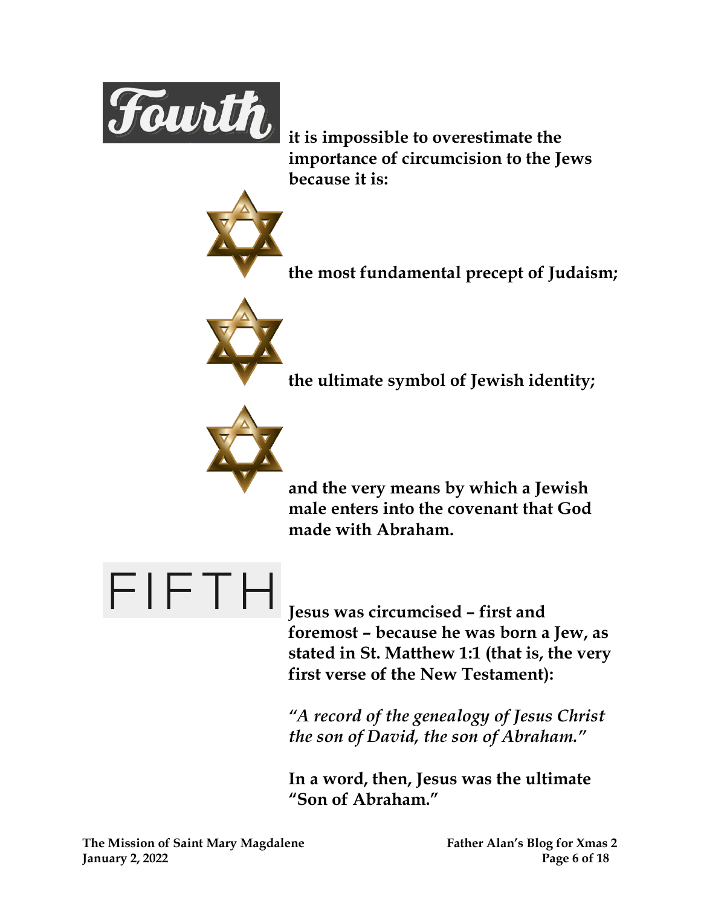**Fourth** **it is impossible to overestimate the importance of circumcision to the Jews because it is:**

- **the most fundamental precept of Judaism;**
- **the ultimate symbol of Jewish identity;**
- **and the very means by which a Jewish male enters into the covenant that God made with Abraham.**

**FIFTH** **Jesus was circumcised – first and foremost – because he was born a Jew, as stated in St. Matthew 1:1 (that is, the very first verse of the New Testament):**

*"A record of the genealogy of Jesus Christ the son of David, the son of Abraham."*

**In a word, then, Jesus was the ultimate "Son of Abraham."**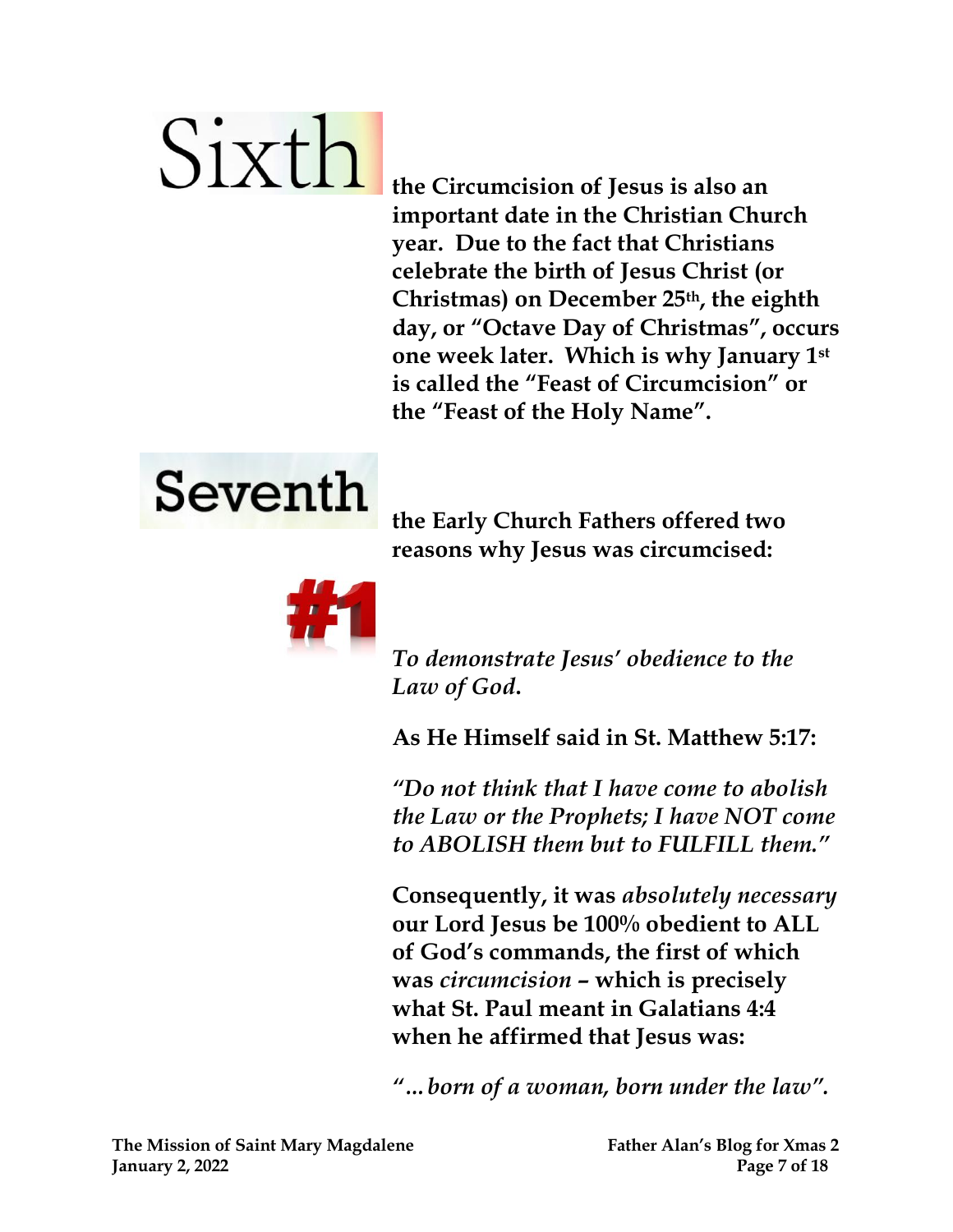**Sixth** **the Circumcision of Jesus is also an important date in the Christian Church year. Due to the fact that Christians celebrate the birth of Jesus Christ (or Christmas) on December 25th, the eighth day, or "Octave Day of Christmas", occurs one week later. Which is why January 1st is called the "Feast of Circumcision" or the "Feast of the Holy Name".**

**Seventh** **the Early Church Fathers offered two reasons why Jesus was circumcised:**

**#1**

*To demonstrate Jesus' obedience to the Law of God.*

**As He Himself said in St. Matthew 5:17:**

*"Do not think that I have come to abolish the Law or the Prophets; I have NOT come to ABOLISH them but to FULFILL them."*

**Consequently, it was** ***absolutely necessary*** **our Lord Jesus be 100% obedient to ALL of God's commands, the first of which was** ***circumcision*** **– which is precisely what St. Paul meant in Galatians 4:4 when he affirmed that Jesus was:**

*"…born of a woman, born under the law".*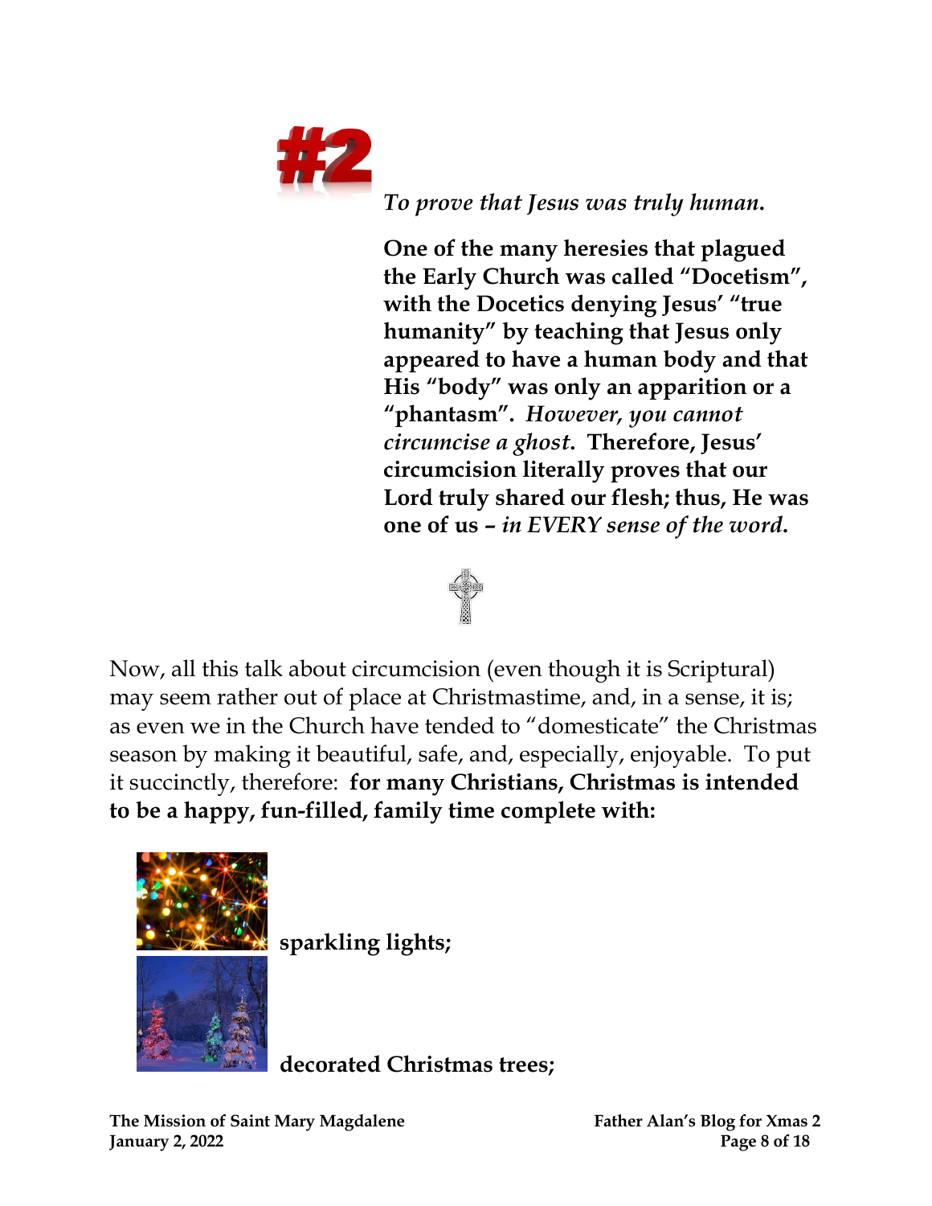#2

*To prove that Jesus was truly human.*

**One of the many heresies that plagued the Early Church was called "Docetism", with the Docetics denying Jesus' "true humanity" by teaching that Jesus only appeared to have a human body and that His "body" was only an apparition or a "phantasm".** ***However, you cannot circumcise a ghost*****. Therefore, Jesus' circumcision literally proves that our Lord truly shared our flesh; thus, He was one of us –** ***in EVERY sense of the word*****.**

Now, all this talk about circumcision (even though it is Scriptural) may seem rather out of place at Christmastime, and, in a sense, it is; as even we in the Church have tended to "domesticate" the Christmas season by making it beautiful, safe, and, especially, enjoyable. To put it succinctly, therefore: **for many Christians, Christmas is intended to be a happy, fun-filled, family time complete with:**

**sparkling lights;**

**decorated Christmas trees;**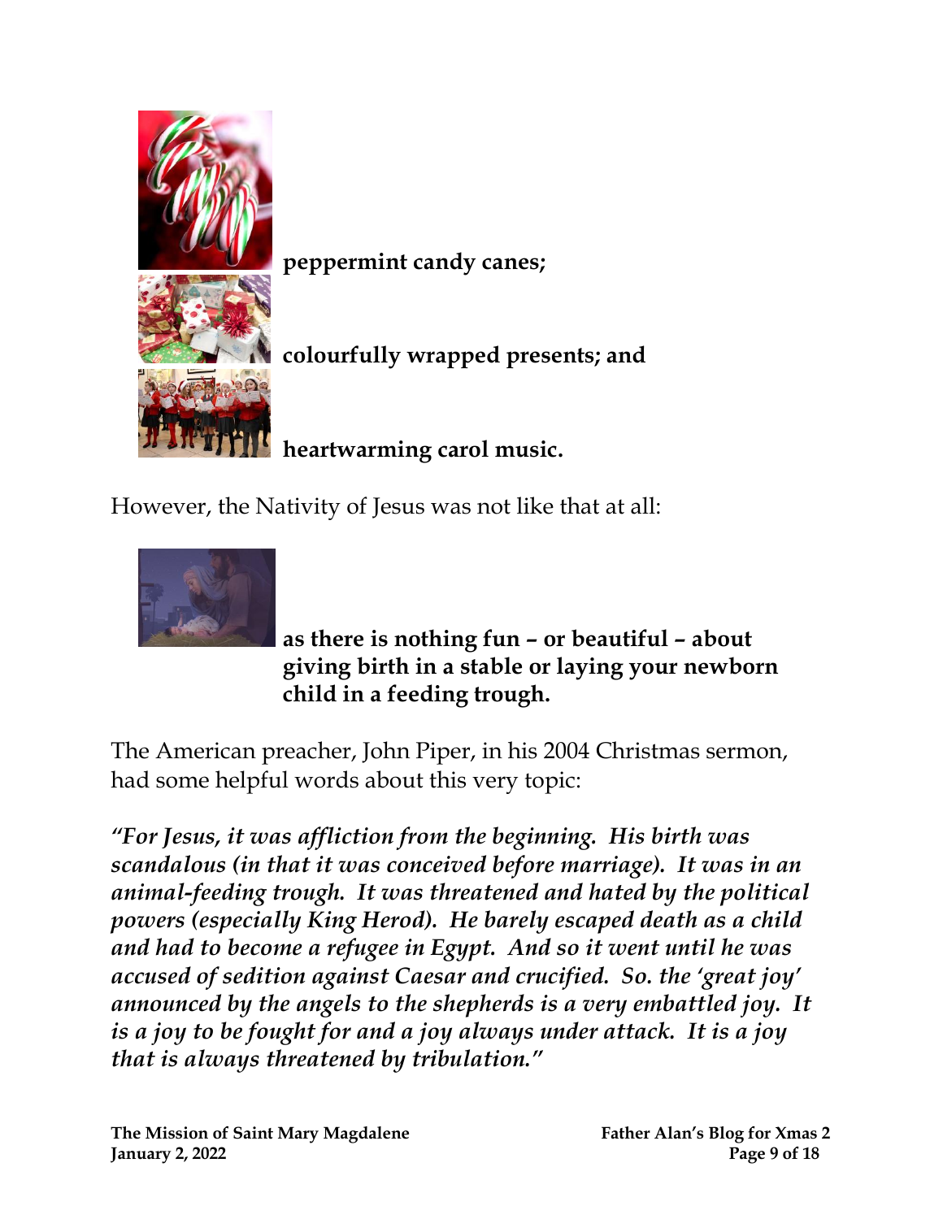**peppermint candy canes;**

**colourfully wrapped presents; and**

**heartwarming carol music.**

However, the Nativity of Jesus was not like that at all:

**as there is nothing fun – or beautiful – about giving birth in a stable or laying your newborn child in a feeding trough.**

The American preacher, John Piper, in his 2004 Christmas sermon, had some helpful words about this very topic:

***"For Jesus, it was affliction from the beginning. His birth was scandalous (in that it was conceived before marriage). It was in an animal-feeding trough. It was threatened and hated by the political powers (especially King Herod). He barely escaped death as a child and had to become a refugee in Egypt. And so it went until he was accused of sedition against Caesar and crucified. So. the 'great joy' announced by the angels to the shepherds is a very embattled joy. It is a joy to be fought for and a joy always under attack. It is a joy that is always threatened by tribulation."***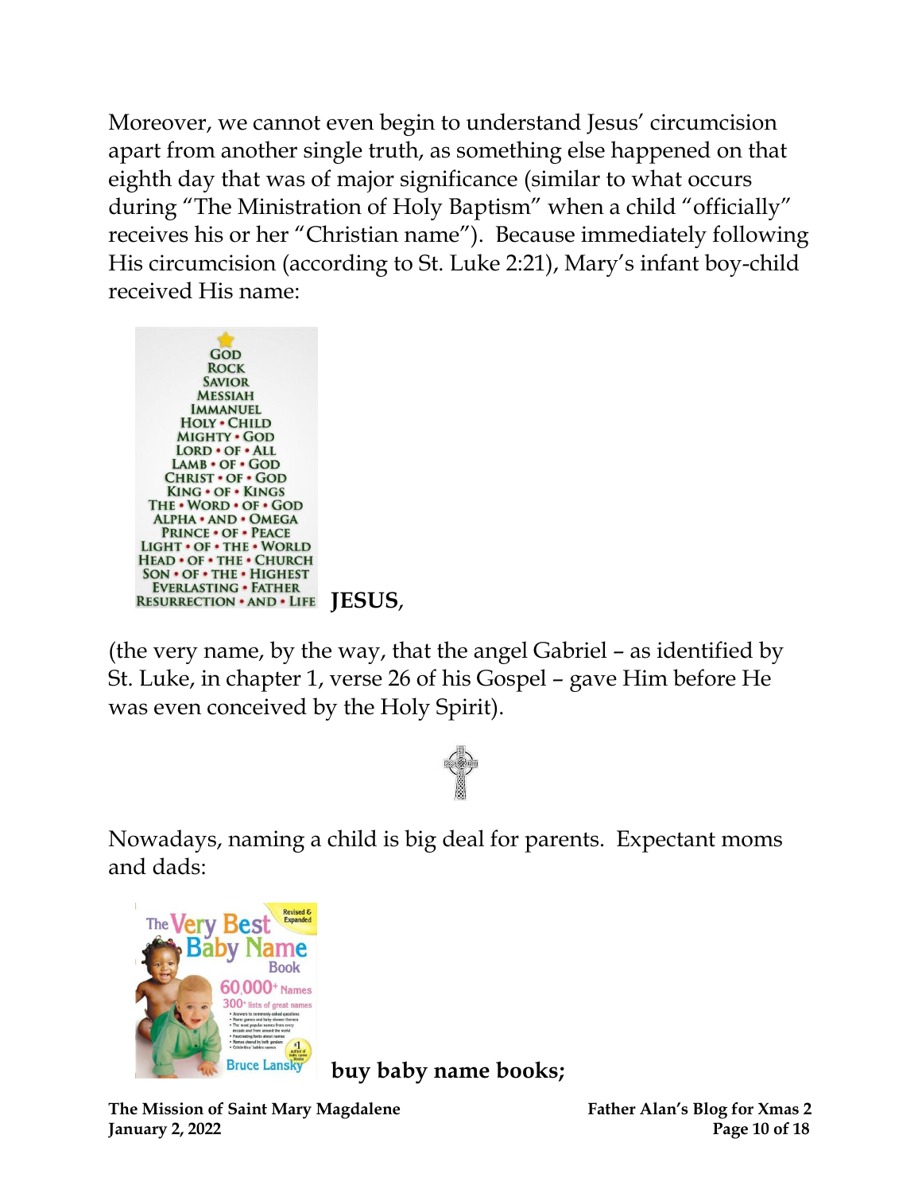Moreover, we cannot even begin to understand Jesus' circumcision apart from another single truth, as something else happened on that eighth day that was of major significance (similar to what occurs during "The Ministration of Holy Baptism" when a child "officially" receives his or her "Christian name"). Because immediately following His circumcision (according to St. Luke 2:21), Mary's infant boy-child received His name:

**JESUS**,

(the very name, by the way, that the angel Gabriel – as identified by St. Luke, in chapter 1, verse 26 of his Gospel – gave Him before He was even conceived by the Holy Spirit).

Nowadays, naming a child is big deal for parents. Expectant moms and dads:

**buy baby name books;**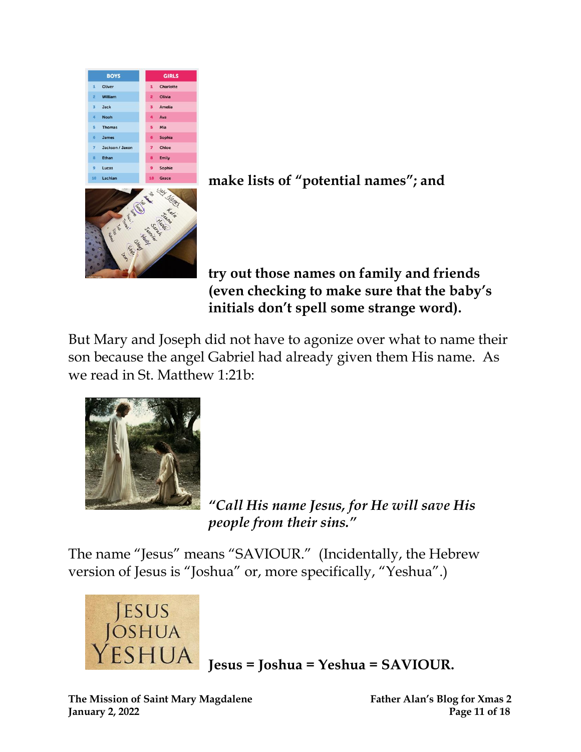**make lists of "potential names"; and**

**try out those names on family and friends (even checking to make sure that the baby's initials don't spell some strange word).**

But Mary and Joseph did not have to agonize over what to name their son because the angel Gabriel had already given them His name. As we read in St. Matthew 1:21b:

***"Call His name Jesus, for He will save His people from their sins."***

The name "Jesus" means "SAVIOUR." (Incidentally, the Hebrew version of Jesus is "Joshua" or, more specifically, "Yeshua".)

**Jesus = Joshua = Yeshua = SAVIOUR.**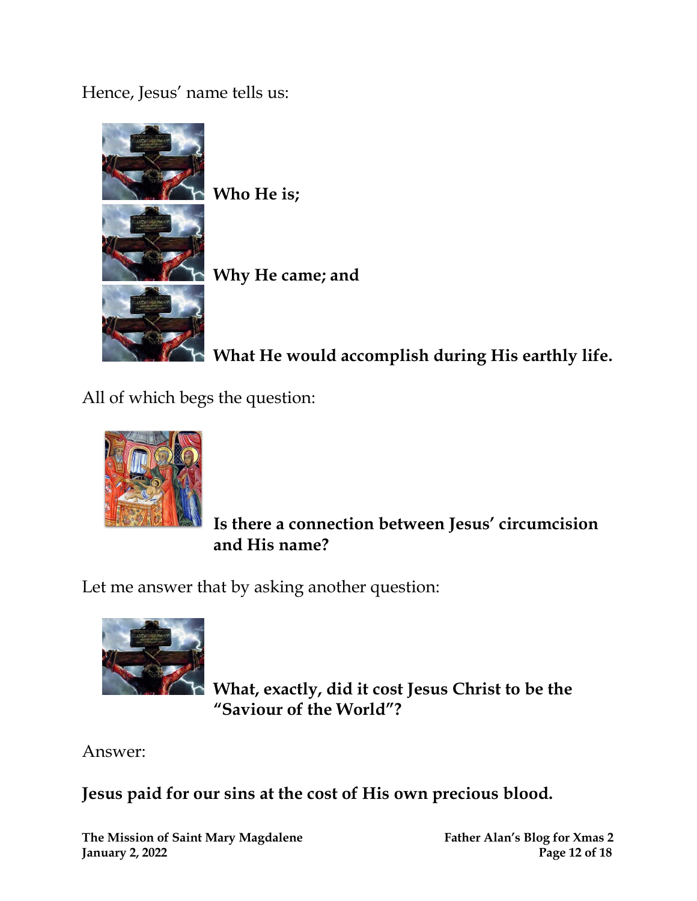Hence, Jesus' name tells us:

- **Who He is;**
- **Why He came; and**
- **What He would accomplish during His earthly life.**

All of which begs the question:

- **Is there a connection between Jesus' circumcision and His name?**

Let me answer that by asking another question:

- **What, exactly, did it cost Jesus Christ to be the "Saviour of the World"?**

Answer:

**Jesus paid for our sins at the cost of His own precious blood.**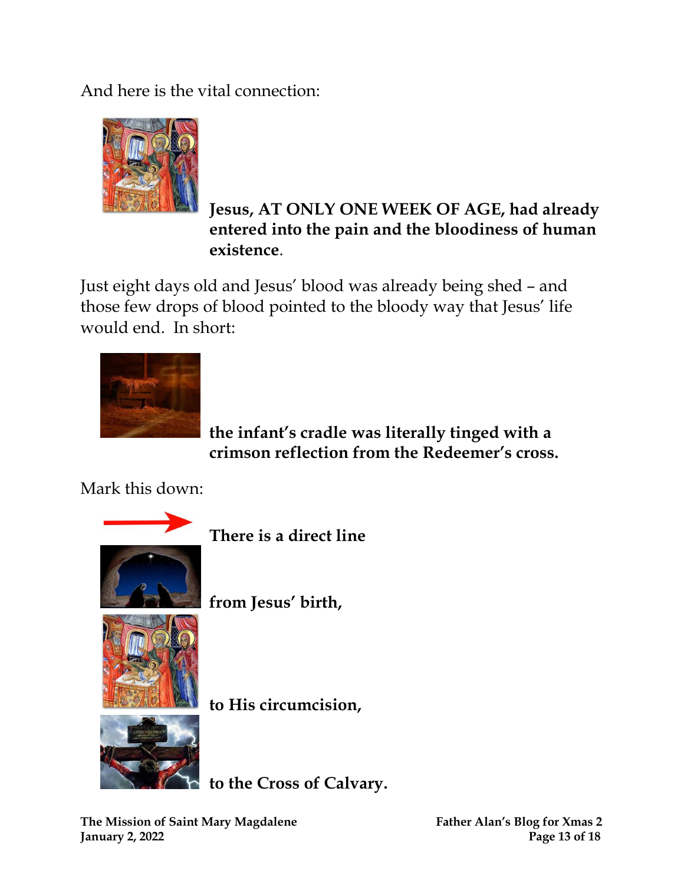And here is the vital connection:

**Jesus, AT ONLY ONE WEEK OF AGE, had already entered into the pain and the bloodiness of human existence**.

Just eight days old and Jesus' blood was already being shed – and those few drops of blood pointed to the bloody way that Jesus' life would end. In short:

**the infant's cradle was literally tinged with a crimson reflection from the Redeemer's cross.**

Mark this down:

**There is a direct line**

**from Jesus' birth,**

**to His circumcision,**

**to the Cross of Calvary.**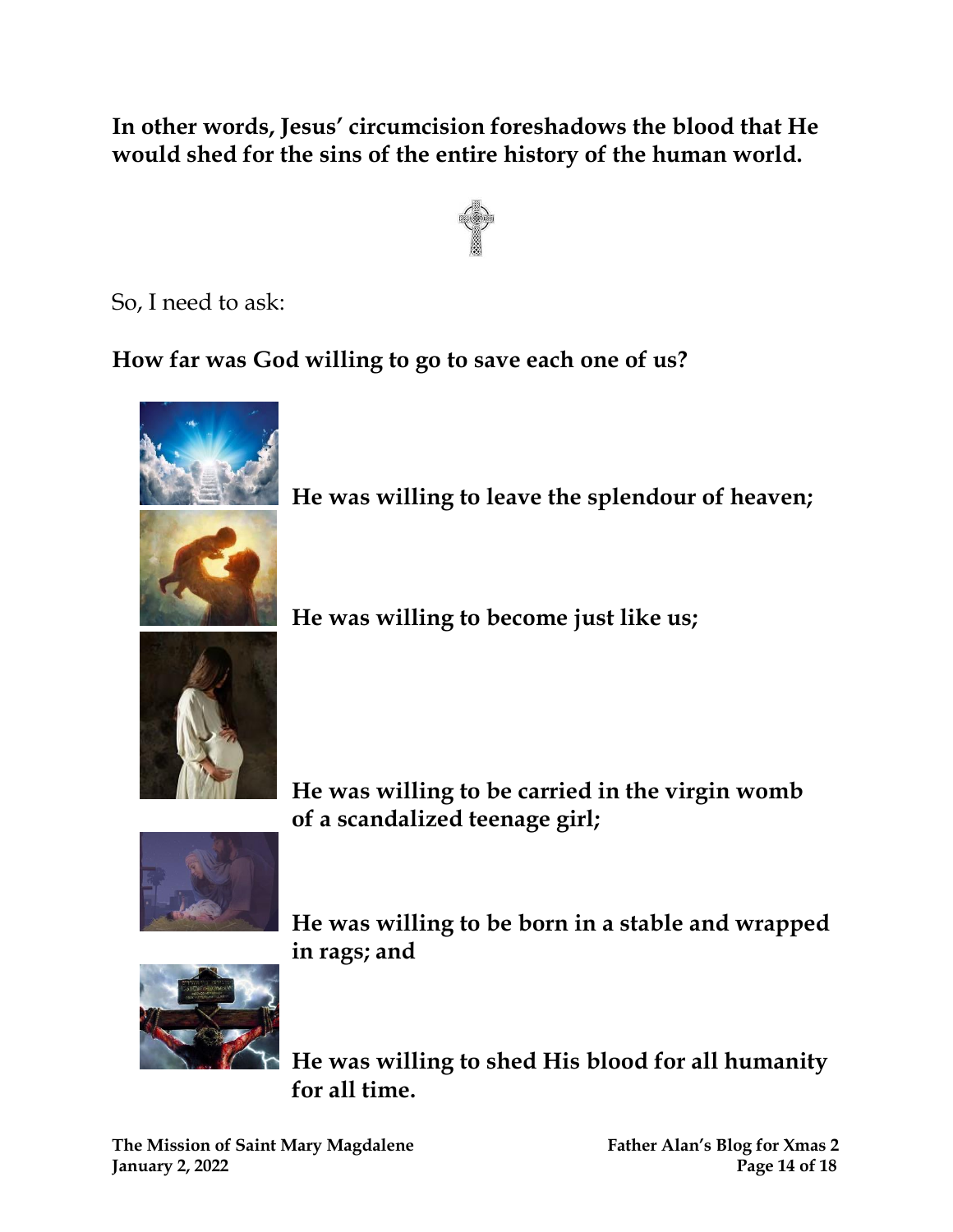**In other words, Jesus' circumcision foreshadows the blood that He would shed for the sins of the entire history of the human world.**

So, I need to ask:

**How far was God willing to go to save each one of us?**

**He was willing to leave the splendour of heaven;**

**He was willing to become just like us;**

**He was willing to be carried in the virgin womb of a scandalized teenage girl;**

**He was willing to be born in a stable and wrapped in rags; and**

**He was willing to shed His blood for all humanity for all time.**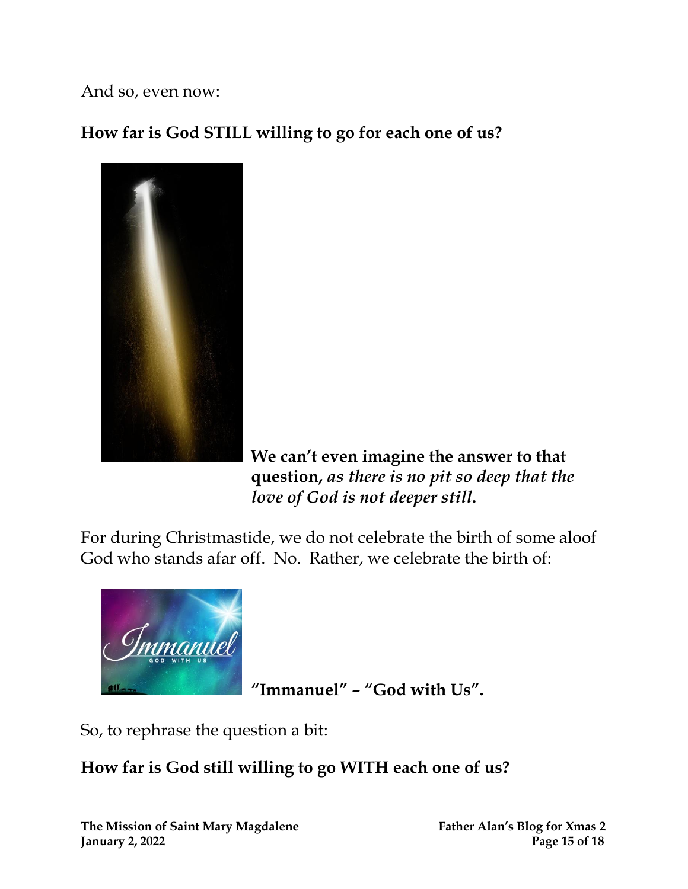And so, even now:

**How far is God STILL willing to go for each one of us?**

**We can't even imagine the answer to that question,** ***as there is no pit so deep that the love of God is not deeper still.***

For during Christmastide, we do not celebrate the birth of some aloof God who stands afar off. No. Rather, we celebrate the birth of:

**"Immanuel" – "God with Us".**

So, to rephrase the question a bit:

**How far is God still willing to go WITH each one of us?**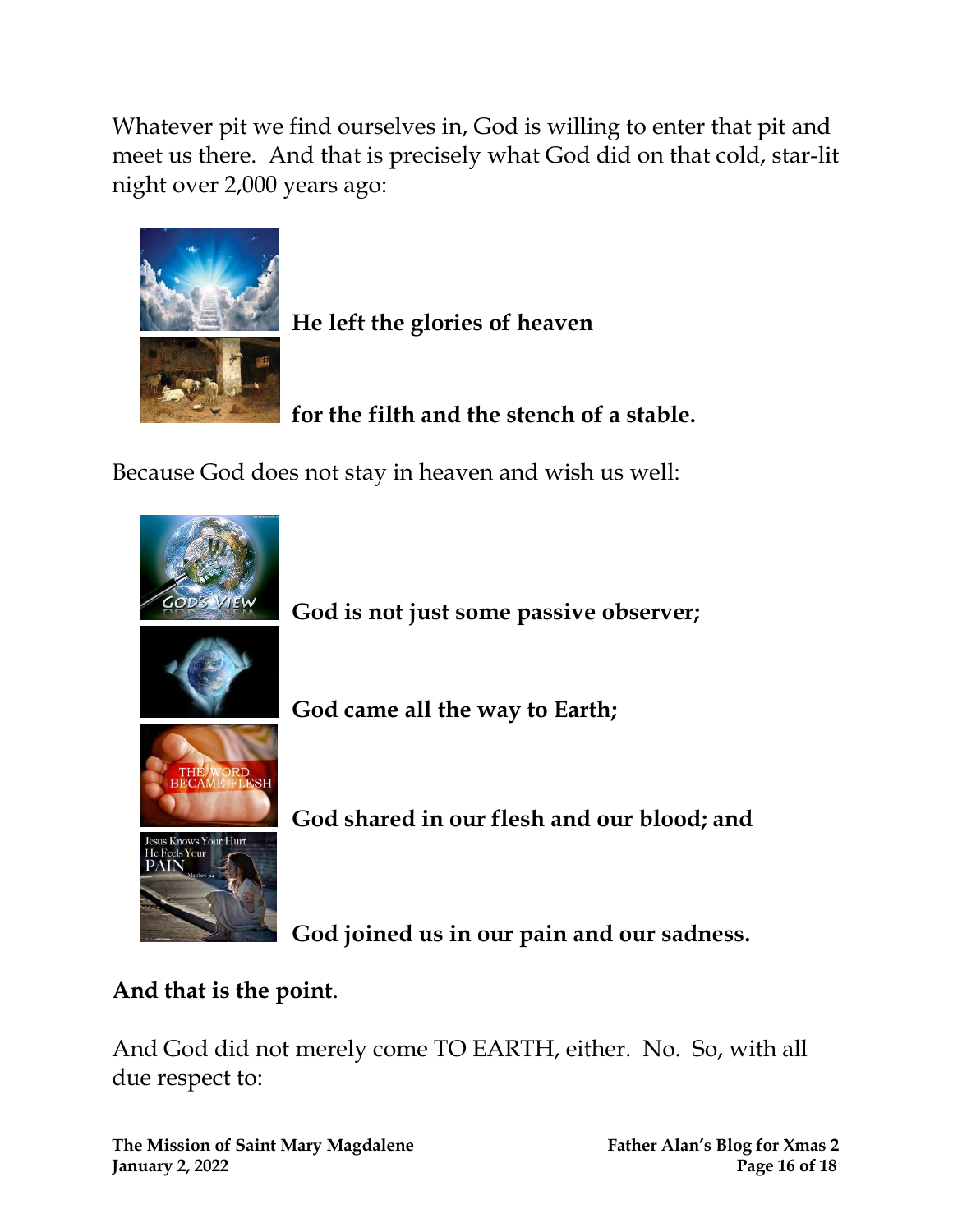Whatever pit we find ourselves in, God is willing to enter that pit and meet us there. And that is precisely what God did on that cold, star-lit night over 2,000 years ago:

**He left the glories of heaven**

**for the filth and the stench of a stable.**

Because God does not stay in heaven and wish us well:

**God is not just some passive observer;**

**God came all the way to Earth;**

**God shared in our flesh and our blood; and**

**God joined us in our pain and our sadness.**

**And that is the point**.

And God did not merely come TO EARTH, either. No. So, with all due respect to: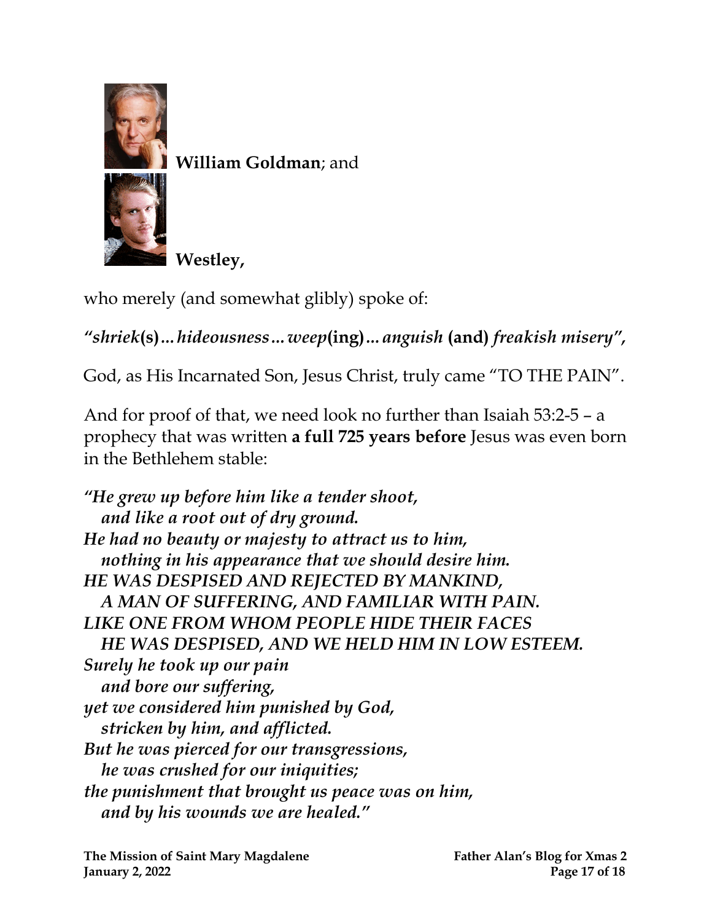**William Goldman**; and

**Westley,**

who merely (and somewhat glibly) spoke of:

***"shriek*(s)*...hideousness...weep*(ing)*...anguish* (and) *freakish misery",***

God, as His Incarnated Son, Jesus Christ, truly came "TO THE PAIN".

And for proof of that, we need look no further than Isaiah 53:2-5 – a prophecy that was written **a full 725 years before** Jesus was even born in the Bethlehem stable:

***"He grew up before him like a tender shoot,***
***and like a root out of dry ground.***
***He had no beauty or majesty to attract us to him,***
***nothing in his appearance that we should desire him.***
***HE WAS DESPISED AND REJECTED BY MANKIND,***
***A MAN OF SUFFERING, AND FAMILIAR WITH PAIN.***
***LIKE ONE FROM WHOM PEOPLE HIDE THEIR FACES***
***HE WAS DESPISED, AND WE HELD HIM IN LOW ESTEEM.***
***Surely he took up our pain***
***and bore our suffering,***
***yet we considered him punished by God,***
***stricken by him, and afflicted.***
***But he was pierced for our transgressions,***
***he was crushed for our iniquities;***
***the punishment that brought us peace was on him,***
***and by his wounds we are healed."***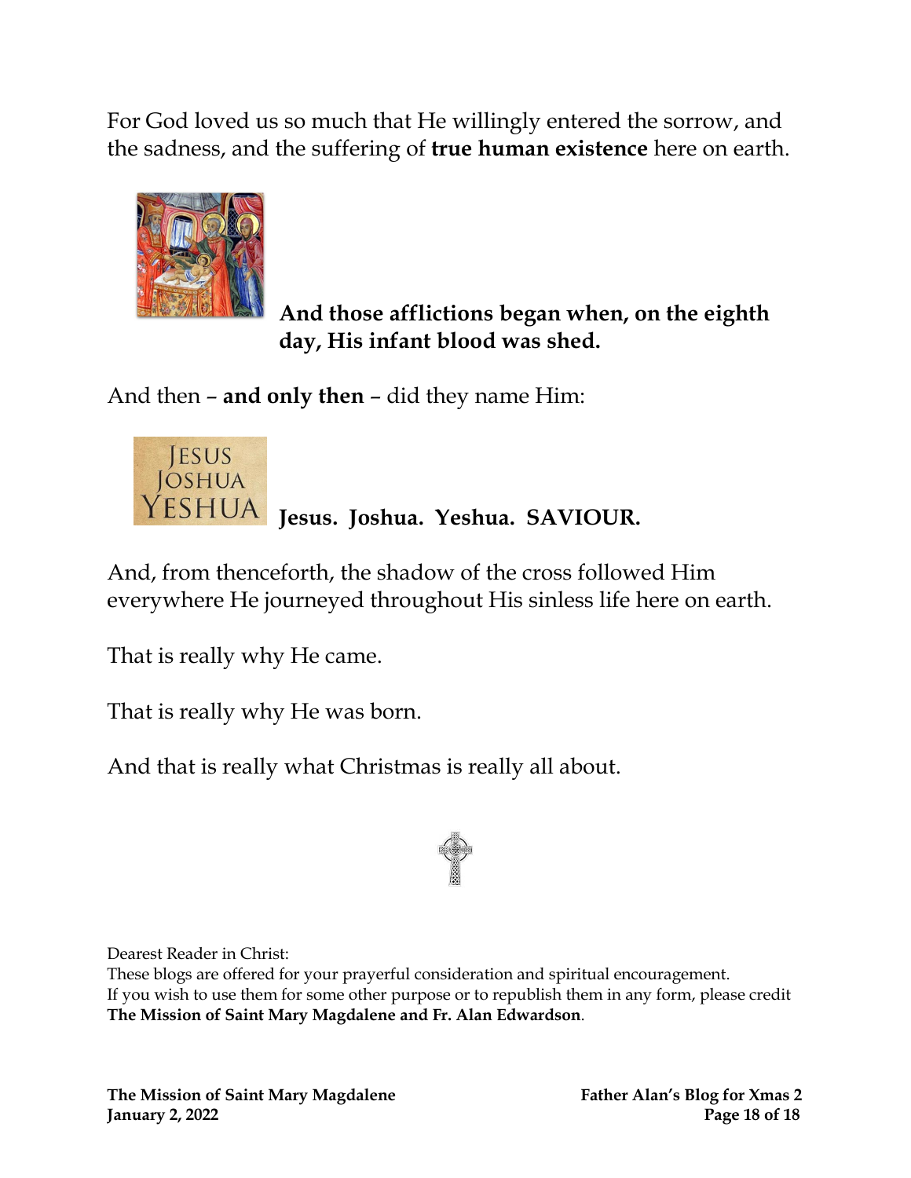For God loved us so much that He willingly entered the sorrow, and the sadness, and the suffering of **true human existence** here on earth.

**And those afflictions began when, on the eighth day, His infant blood was shed.**

And then – **and only then** – did they name Him:

**Jesus. Joshua. Yeshua. SAVIOUR.**

And, from thenceforth, the shadow of the cross followed Him everywhere He journeyed throughout His sinless life here on earth.

That is really why He came.

That is really why He was born.

And that is really what Christmas is really all about.

Dearest Reader in Christ:
These blogs are offered for your prayerful consideration and spiritual encouragement.
If you wish to use them for some other purpose or to republish them in any form, please credit **The Mission of Saint Mary Magdalene and Fr. Alan Edwardson**.